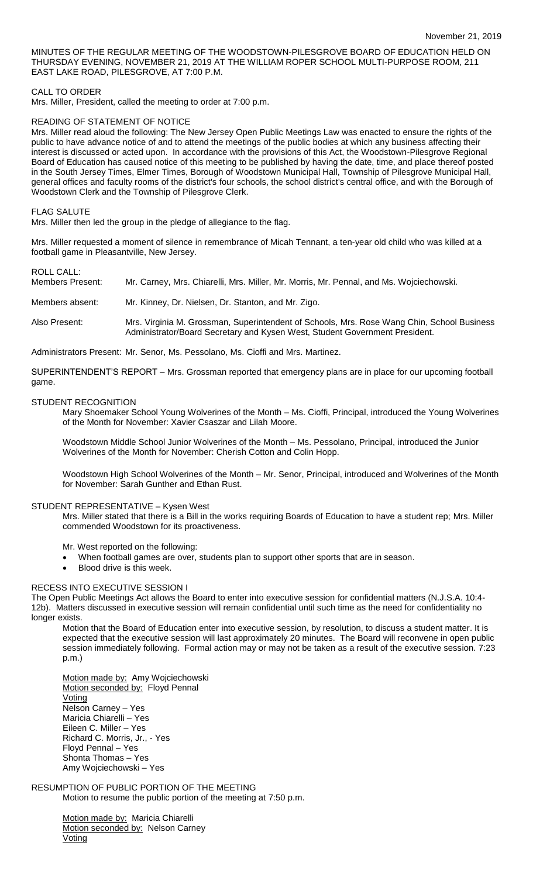November 21, 2019

MINUTES OF THE REGULAR MEETING OF THE WOODSTOWN-PILESGROVE BOARD OF EDUCATION HELD ON THURSDAY EVENING, NOVEMBER 21, 2019 AT THE WILLIAM ROPER SCHOOL MULTI-PURPOSE ROOM, 211 EAST LAKE ROAD, PILESGROVE, AT 7:00 P.M.

CALL TO ORDER

Mrs. Miller, President, called the meeting to order at 7:00 p.m.

READING OF STATEMENT OF NOTICE

Mrs. Miller read aloud the following: The New Jersey Open Public Meetings Law was enacted to ensure the rights of the public to have advance notice of and to attend the meetings of the public bodies at which any business affecting their interest is discussed or acted upon. In accordance with the provisions of this Act, the Woodstown-Pilesgrove Regional Board of Education has caused notice of this meeting to be published by having the date, time, and place thereof posted in the South Jersey Times, Elmer Times, Borough of Woodstown Municipal Hall, Township of Pilesgrove Municipal Hall, general offices and faculty rooms of the district's four schools, the school district's central office, and with the Borough of Woodstown Clerk and the Township of Pilesgrove Clerk.

FLAG SALUTE

Mrs. Miller then led the group in the pledge of allegiance to the flag.

Mrs. Miller requested a moment of silence in remembrance of Micah Tennant, a ten-year old child who was killed at a football game in Pleasantville, New Jersey.

ROLL CALL:

Members Present: Mr. Carney, Mrs. Chiarelli, Mrs. Miller, Mr. Morris, Mr. Pennal, and Ms. Wojciechowski.

Members absent: Mr. Kinney, Dr. Nielsen, Dr. Stanton, and Mr. Zigo.

Also Present: Mrs. Virginia M. Grossman, Superintendent of Schools, Mrs. Rose Wang Chin, School Business Administrator/Board Secretary and Kysen West, Student Government President.

Administrators Present: Mr. Senor, Ms. Pessolano, Ms. Cioffi and Mrs. Martinez.

SUPERINTENDENT'S REPORT – Mrs. Grossman reported that emergency plans are in place for our upcoming football game.

STUDENT RECOGNITION

Mary Shoemaker School Young Wolverines of the Month – Ms. Cioffi, Principal, introduced the Young Wolverines of the Month for November: Xavier Csaszar and Lilah Moore.

Woodstown Middle School Junior Wolverines of the Month – Ms. Pessolano, Principal, introduced the Junior Wolverines of the Month for November: Cherish Cotton and Colin Hopp.

Woodstown High School Wolverines of the Month – Mr. Senor, Principal, introduced and Wolverines of the Month for November: Sarah Gunther and Ethan Rust.

STUDENT REPRESENTATIVE – Kysen West

Mrs. Miller stated that there is a Bill in the works requiring Boards of Education to have a student rep; Mrs. Miller commended Woodstown for its proactiveness.

Mr. West reported on the following:

- When football games are over, students plan to support other sports that are in season.
- Blood drive is this week.

RECESS INTO EXECUTIVE SESSION I

The Open Public Meetings Act allows the Board to enter into executive session for confidential matters (N.J.S.A. 10:4-12b). Matters discussed in executive session will remain confidential until such time as the need for confidentiality no longer exists.

Motion that the Board of Education enter into executive session, by resolution, to discuss a student matter. It is expected that the executive session will last approximately 20 minutes. The Board will reconvene in open public session immediately following. Formal action may or may not be taken as a result of the executive session. 7:23 p.m.)

Motion made by: Amy Wojciechowski
Motion seconded by: Floyd Pennal
Voting
Nelson Carney – Yes
Maricia Chiarelli – Yes
Eileen C. Miller – Yes
Richard C. Morris, Jr., - Yes
Floyd Pennal – Yes
Shonta Thomas – Yes
Amy Wojciechowski – Yes

RESUMPTION OF PUBLIC PORTION OF THE MEETING

Motion to resume the public portion of the meeting at 7:50 p.m.

Motion made by: Maricia Chiarelli
Motion seconded by: Nelson Carney
Voting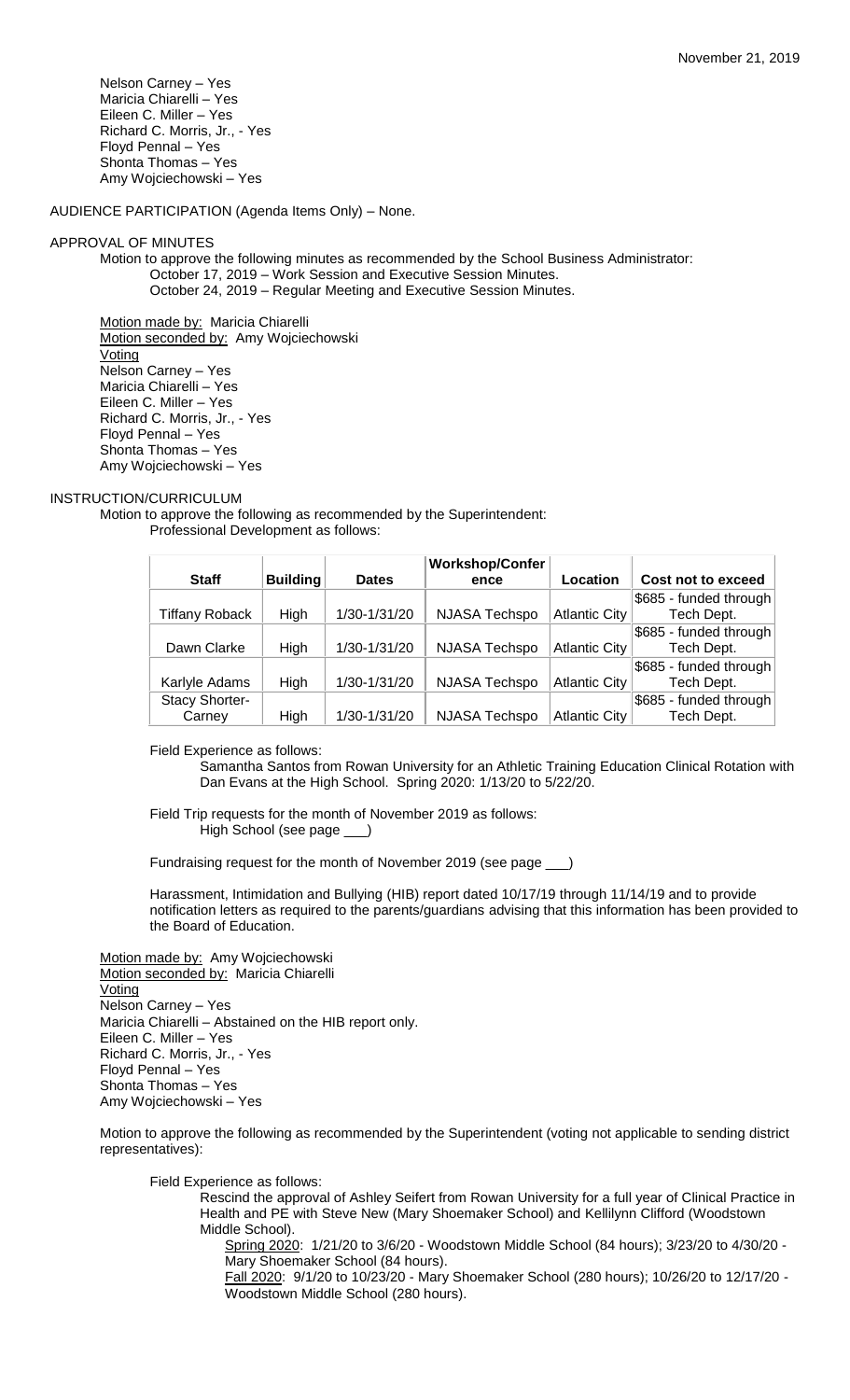Nelson Carney – Yes
Maricia Chiarelli – Yes
Eileen C. Miller – Yes
Richard C. Morris, Jr., - Yes
Floyd Pennal – Yes
Shonta Thomas – Yes
Amy Wojciechowski – Yes

AUDIENCE PARTICIPATION (Agenda Items Only) – None.

APPROVAL OF MINUTES

Motion to approve the following minutes as recommended by the School Business Administrator:
October 17, 2019 – Work Session and Executive Session Minutes.
October 24, 2019 – Regular Meeting and Executive Session Minutes.

Motion made by: Maricia Chiarelli
Motion seconded by: Amy Wojciechowski
Voting
Nelson Carney – Yes
Maricia Chiarelli – Yes
Eileen C. Miller – Yes
Richard C. Morris, Jr., - Yes
Floyd Pennal – Yes
Shonta Thomas – Yes
Amy Wojciechowski – Yes

INSTRUCTION/CURRICULUM

Motion to approve the following as recommended by the Superintendent:
Professional Development as follows:

| Staff | Building | Dates | Workshop/Conference | Location | Cost not to exceed |
|---|---|---|---|---|---|
| Tiffany Roback | High | 1/30-1/31/20 | NJASA Techspo | Atlantic City | $685 - funded through Tech Dept. |
| Dawn Clarke | High | 1/30-1/31/20 | NJASA Techspo | Atlantic City | $685 - funded through Tech Dept. |
| Karlyle Adams | High | 1/30-1/31/20 | NJASA Techspo | Atlantic City | $685 - funded through Tech Dept. |
| Stacy Shorter-Carney | High | 1/30-1/31/20 | NJASA Techspo | Atlantic City | $685 - funded through Tech Dept. |

Field Experience as follows:
Samantha Santos from Rowan University for an Athletic Training Education Clinical Rotation with Dan Evans at the High School. Spring 2020: 1/13/20 to 5/22/20.

Field Trip requests for the month of November 2019 as follows:
High School (see page ___)

Fundraising request for the month of November 2019 (see page ___)

Harassment, Intimidation and Bullying (HIB) report dated 10/17/19 through 11/14/19 and to provide notification letters as required to the parents/guardians advising that this information has been provided to the Board of Education.

Motion made by: Amy Wojciechowski
Motion seconded by: Maricia Chiarelli
Voting
Nelson Carney – Yes
Maricia Chiarelli – Abstained on the HIB report only.
Eileen C. Miller – Yes
Richard C. Morris, Jr., - Yes
Floyd Pennal – Yes
Shonta Thomas – Yes
Amy Wojciechowski – Yes

Motion to approve the following as recommended by the Superintendent (voting not applicable to sending district representatives):

Field Experience as follows:
Rescind the approval of Ashley Seifert from Rowan University for a full year of Clinical Practice in Health and PE with Steve New (Mary Shoemaker School) and Kellilynn Clifford (Woodstown Middle School).
Spring 2020: 1/21/20 to 3/6/20 - Woodstown Middle School (84 hours); 3/23/20 to 4/30/20 - Mary Shoemaker School (84 hours).
Fall 2020: 9/1/20 to 10/23/20 - Mary Shoemaker School (280 hours); 10/26/20 to 12/17/20 - Woodstown Middle School (280 hours).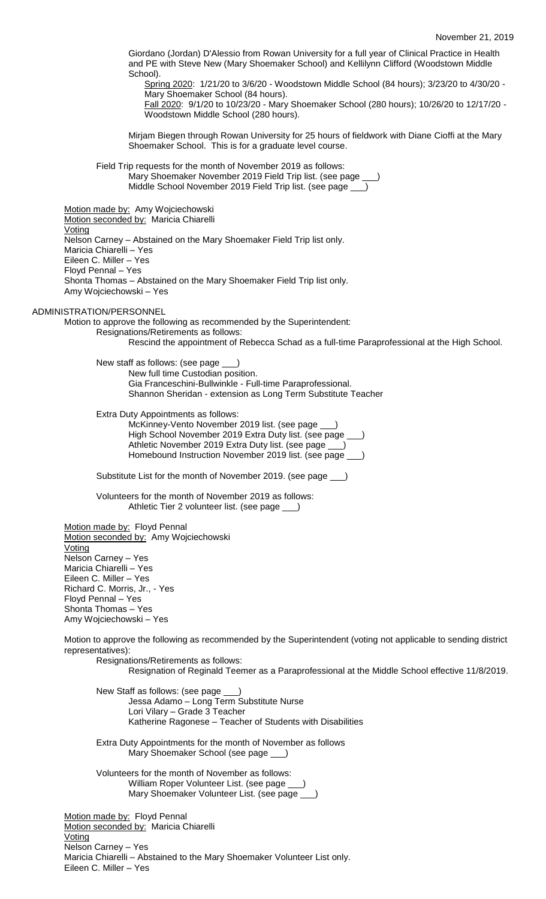Giordano (Jordan) D'Alessio from Rowan University for a full year of Clinical Practice in Health and PE with Steve New (Mary Shoemaker School) and Kellilynn Clifford (Woodstown Middle School).

Spring 2020: 1/21/20 to 3/6/20 - Woodstown Middle School (84 hours); 3/23/20 to 4/30/20 - Mary Shoemaker School (84 hours).

Fall 2020: 9/1/20 to 10/23/20 - Mary Shoemaker School (280 hours); 10/26/20 to 12/17/20 - Woodstown Middle School (280 hours).

Mirjam Biegen through Rowan University for 25 hours of fieldwork with Diane Cioffi at the Mary Shoemaker School. This is for a graduate level course.

Field Trip requests for the month of November 2019 as follows:
Mary Shoemaker November 2019 Field Trip list. (see page ___)
Middle School November 2019 Field Trip list. (see page ___)

Motion made by: Amy Wojciechowski
Motion seconded by: Maricia Chiarelli
Voting
Nelson Carney – Abstained on the Mary Shoemaker Field Trip list only.
Maricia Chiarelli – Yes
Eileen C. Miller – Yes
Floyd Pennal – Yes
Shonta Thomas – Abstained on the Mary Shoemaker Field Trip list only.
Amy Wojciechowski – Yes

## ADMINISTRATION/PERSONNEL

Motion to approve the following as recommended by the Superintendent:

Resignations/Retirements as follows:
Rescind the appointment of Rebecca Schad as a full-time Paraprofessional at the High School.

New staff as follows: (see page ___)
New full time Custodian position.
Gia Franceschini-Bullwinkle - Full-time Paraprofessional.
Shannon Sheridan - extension as Long Term Substitute Teacher

Extra Duty Appointments as follows:
McKinney-Vento November 2019 list. (see page ___)
High School November 2019 Extra Duty list. (see page ___)
Athletic November 2019 Extra Duty list. (see page ___)
Homebound Instruction November 2019 list. (see page ___)

Substitute List for the month of November 2019. (see page ___)

Volunteers for the month of November 2019 as follows:
Athletic Tier 2 volunteer list. (see page ___)

Motion made by: Floyd Pennal
Motion seconded by: Amy Wojciechowski
Voting
Nelson Carney – Yes
Maricia Chiarelli – Yes
Eileen C. Miller – Yes
Richard C. Morris, Jr., - Yes
Floyd Pennal – Yes
Shonta Thomas – Yes
Amy Wojciechowski – Yes

Motion to approve the following as recommended by the Superintendent (voting not applicable to sending district representatives):

Resignations/Retirements as follows:
Resignation of Reginald Teemer as a Paraprofessional at the Middle School effective 11/8/2019.

New Staff as follows: (see page ___)
Jessa Adamo – Long Term Substitute Nurse
Lori Vilary – Grade 3 Teacher
Katherine Ragonese – Teacher of Students with Disabilities

Extra Duty Appointments for the month of November as follows
Mary Shoemaker School (see page ___)

Volunteers for the month of November as follows:
William Roper Volunteer List. (see page ___)
Mary Shoemaker Volunteer List. (see page ___)

Motion made by: Floyd Pennal
Motion seconded by: Maricia Chiarelli
Voting
Nelson Carney – Yes
Maricia Chiarelli – Abstained to the Mary Shoemaker Volunteer List only.
Eileen C. Miller – Yes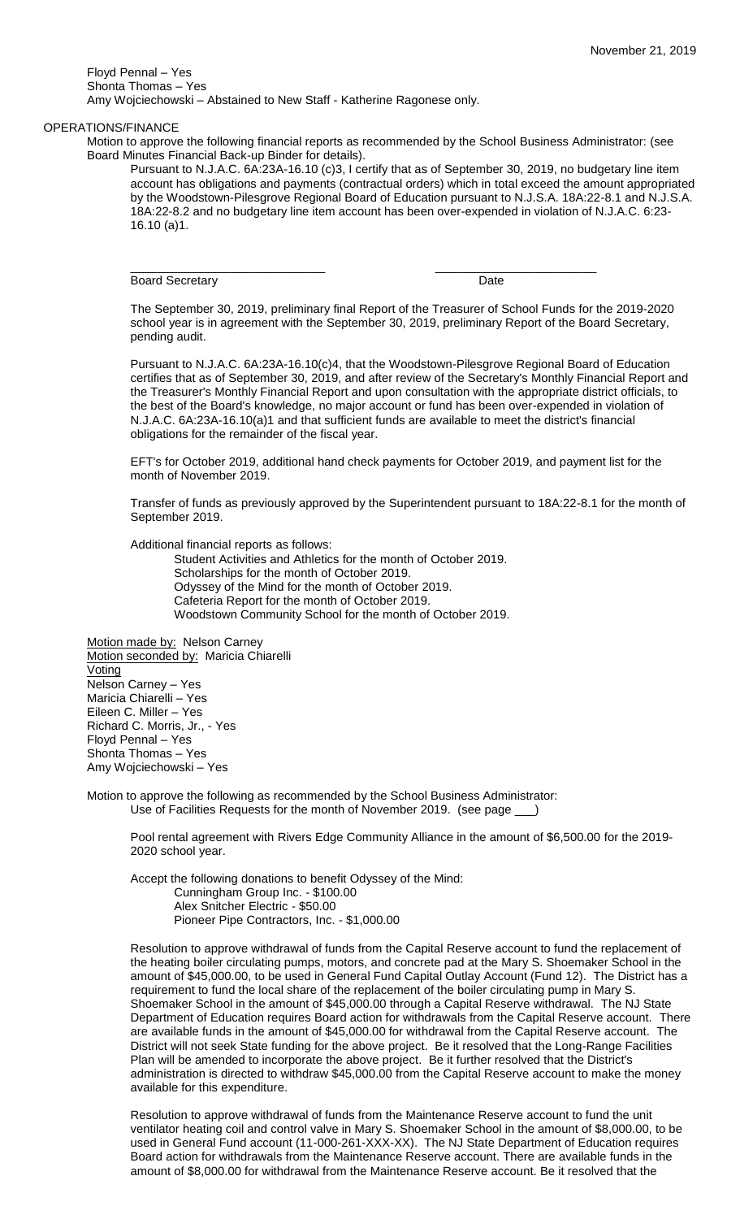Floyd Pennal – Yes
Shonta Thomas – Yes
Amy Wojciechowski – Abstained to New Staff - Katherine Ragonese only.

## OPERATIONS/FINANCE

Motion to approve the following financial reports as recommended by the School Business Administrator: (see Board Minutes Financial Back-up Binder for details).

Pursuant to N.J.A.C. 6A:23A-16.10 (c)3, I certify that as of September 30, 2019, no budgetary line item account has obligations and payments (contractual orders) which in total exceed the amount appropriated by the Woodstown-Pilesgrove Regional Board of Education pursuant to N.J.S.A. 18A:22-8.1 and N.J.S.A. 18A:22-8.2 and no budgetary line item account has been over-expended in violation of N.J.A.C. 6:23-16.10 (a)1.

\_\_\_\_\_\_\_\_\_\_\_\_\_\_\_\_\_\_\_\_\_\_\_\_\_\_\_\_\_\_ \_\_\_\_\_\_\_\_\_\_\_\_\_\_\_\_\_\_\_\_\_\_\_\_\_\_\_\_\_\_

Board Secretary Date

The September 30, 2019, preliminary final Report of the Treasurer of School Funds for the 2019-2020 school year is in agreement with the September 30, 2019, preliminary Report of the Board Secretary, pending audit.

Pursuant to N.J.A.C. 6A:23A-16.10(c)4, that the Woodstown-Pilesgrove Regional Board of Education certifies that as of September 30, 2019, and after review of the Secretary's Monthly Financial Report and the Treasurer's Monthly Financial Report and upon consultation with the appropriate district officials, to the best of the Board's knowledge, no major account or fund has been over-expended in violation of N.J.A.C. 6A:23A-16.10(a)1 and that sufficient funds are available to meet the district's financial obligations for the remainder of the fiscal year.

EFT's for October 2019, additional hand check payments for October 2019, and payment list for the month of November 2019.

Transfer of funds as previously approved by the Superintendent pursuant to 18A:22-8.1 for the month of September 2019.

Additional financial reports as follows:

- Student Activities and Athletics for the month of October 2019.
- Scholarships for the month of October 2019.
- Odyssey of the Mind for the month of October 2019.
- Cafeteria Report for the month of October 2019.
- Woodstown Community School for the month of October 2019.

Motion made by: Nelson Carney
Motion seconded by: Maricia Chiarelli
Voting
Nelson Carney – Yes
Maricia Chiarelli – Yes
Eileen C. Miller – Yes
Richard C. Morris, Jr., - Yes
Floyd Pennal – Yes
Shonta Thomas – Yes
Amy Wojciechowski – Yes

Motion to approve the following as recommended by the School Business Administrator:

Use of Facilities Requests for the month of November 2019. (see page \_\_\_)

Pool rental agreement with Rivers Edge Community Alliance in the amount of $6,500.00 for the 2019-2020 school year.

Accept the following donations to benefit Odyssey of the Mind:

- Cunningham Group Inc. - $100.00
- Alex Snitcher Electric - $50.00
- Pioneer Pipe Contractors, Inc. - $1,000.00

Resolution to approve withdrawal of funds from the Capital Reserve account to fund the replacement of the heating boiler circulating pumps, motors, and concrete pad at the Mary S. Shoemaker School in the amount of $45,000.00, to be used in General Fund Capital Outlay Account (Fund 12). The District has a requirement to fund the local share of the replacement of the boiler circulating pump in Mary S. Shoemaker School in the amount of $45,000.00 through a Capital Reserve withdrawal. The NJ State Department of Education requires Board action for withdrawals from the Capital Reserve account. There are available funds in the amount of $45,000.00 for withdrawal from the Capital Reserve account. The District will not seek State funding for the above project. Be it resolved that the Long-Range Facilities Plan will be amended to incorporate the above project. Be it further resolved that the District's administration is directed to withdraw $45,000.00 from the Capital Reserve account to make the money available for this expenditure.

Resolution to approve withdrawal of funds from the Maintenance Reserve account to fund the unit ventilator heating coil and control valve in Mary S. Shoemaker School in the amount of $8,000.00, to be used in General Fund account (11-000-261-XXX-XX). The NJ State Department of Education requires Board action for withdrawals from the Maintenance Reserve account. There are available funds in the amount of $8,000.00 for withdrawal from the Maintenance Reserve account. Be it resolved that the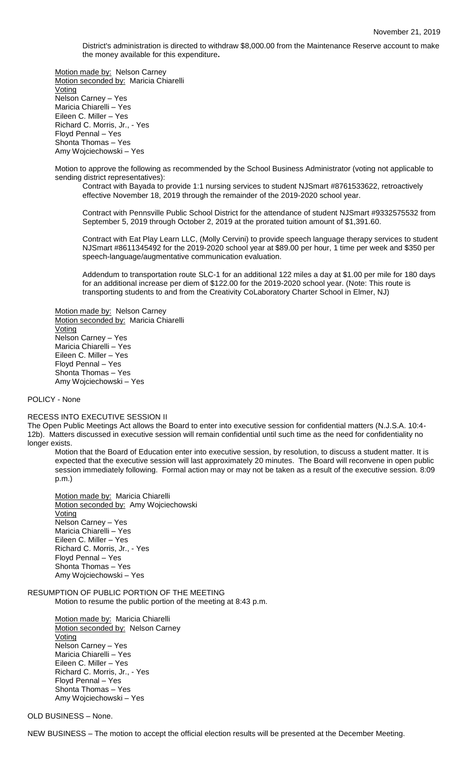District's administration is directed to withdraw $8,000.00 from the Maintenance Reserve account to make the money available for this expenditure**.**

Motion made by: Nelson Carney
Motion seconded by: Maricia Chiarelli
Voting
Nelson Carney – Yes
Maricia Chiarelli – Yes
Eileen C. Miller – Yes
Richard C. Morris, Jr., - Yes
Floyd Pennal – Yes
Shonta Thomas – Yes
Amy Wojciechowski – Yes

Motion to approve the following as recommended by the School Business Administrator (voting not applicable to sending district representatives):

Contract with Bayada to provide 1:1 nursing services to student NJSmart #8761533622, retroactively effective November 18, 2019 through the remainder of the 2019-2020 school year.

Contract with Pennsville Public School District for the attendance of student NJSmart #9332575532 from September 5, 2019 through October 2, 2019 at the prorated tuition amount of $1,391.60.

Contract with Eat Play Learn LLC, (Molly Cervini) to provide speech language therapy services to student NJSmart #8611345492 for the 2019-2020 school year at $89.00 per hour, 1 time per week and $350 per speech-language/augmentative communication evaluation.

Addendum to transportation route SLC-1 for an additional 122 miles a day at $1.00 per mile for 180 days for an additional increase per diem of $122.00 for the 2019-2020 school year. (Note: This route is transporting students to and from the Creativity CoLaboratory Charter School in Elmer, NJ)

Motion made by: Nelson Carney
Motion seconded by: Maricia Chiarelli
Voting
Nelson Carney – Yes
Maricia Chiarelli – Yes
Eileen C. Miller – Yes
Floyd Pennal – Yes
Shonta Thomas – Yes
Amy Wojciechowski – Yes

POLICY - None

RECESS INTO EXECUTIVE SESSION II

The Open Public Meetings Act allows the Board to enter into executive session for confidential matters (N.J.S.A. 10:4-12b). Matters discussed in executive session will remain confidential until such time as the need for confidentiality no longer exists.

Motion that the Board of Education enter into executive session, by resolution, to discuss a student matter. It is expected that the executive session will last approximately 20 minutes. The Board will reconvene in open public session immediately following. Formal action may or may not be taken as a result of the executive session. 8:09 p.m.)

Motion made by: Maricia Chiarelli
Motion seconded by: Amy Wojciechowski
Voting
Nelson Carney – Yes
Maricia Chiarelli – Yes
Eileen C. Miller – Yes
Richard C. Morris, Jr., - Yes
Floyd Pennal – Yes
Shonta Thomas – Yes
Amy Wojciechowski – Yes

RESUMPTION OF PUBLIC PORTION OF THE MEETING

Motion to resume the public portion of the meeting at 8:43 p.m.

Motion made by: Maricia Chiarelli
Motion seconded by: Nelson Carney
Voting
Nelson Carney – Yes
Maricia Chiarelli – Yes
Eileen C. Miller – Yes
Richard C. Morris, Jr., - Yes
Floyd Pennal – Yes
Shonta Thomas – Yes
Amy Wojciechowski – Yes

OLD BUSINESS – None.

NEW BUSINESS – The motion to accept the official election results will be presented at the December Meeting.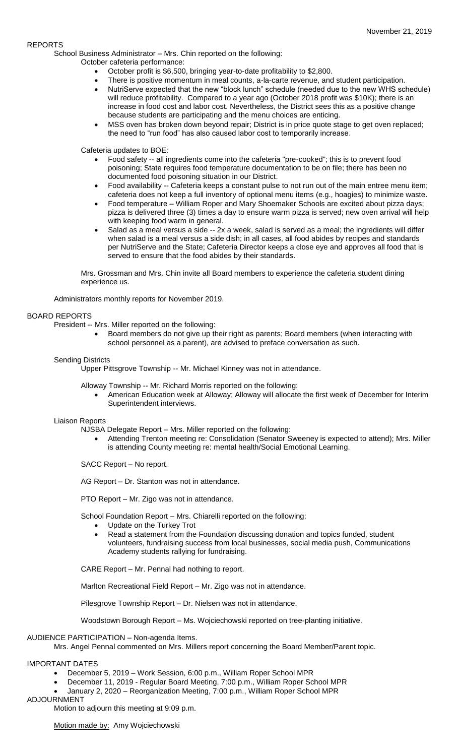November 21, 2019

REPORTS

School Business Administrator – Mrs. Chin reported on the following:

October cafeteria performance:

- October profit is $6,500, bringing year-to-date profitability to $2,800.
- There is positive momentum in meal counts, a-la-carte revenue, and student participation.
- NutriServe expected that the new "block lunch" schedule (needed due to the new WHS schedule) will reduce profitability. Compared to a year ago (October 2018 profit was $10K); there is an increase in food cost and labor cost. Nevertheless, the District sees this as a positive change because students are participating and the menu choices are enticing.
- MSS oven has broken down beyond repair; District is in price quote stage to get oven replaced; the need to "run food" has also caused labor cost to temporarily increase.

Cafeteria updates to BOE:

- Food safety -- all ingredients come into the cafeteria "pre-cooked"; this is to prevent food poisoning; State requires food temperature documentation to be on file; there has been no documented food poisoning situation in our District.
- Food availability -- Cafeteria keeps a constant pulse to not run out of the main entree menu item; cafeteria does not keep a full inventory of optional menu items (e.g., hoagies) to minimize waste.
- Food temperature – William Roper and Mary Shoemaker Schools are excited about pizza days; pizza is delivered three (3) times a day to ensure warm pizza is served; new oven arrival will help with keeping food warm in general.
- Salad as a meal versus a side -- 2x a week, salad is served as a meal; the ingredients will differ when salad is a meal versus a side dish; in all cases, all food abides by recipes and standards per NutriServe and the State; Cafeteria Director keeps a close eye and approves all food that is served to ensure that the food abides by their standards.

Mrs. Grossman and Mrs. Chin invite all Board members to experience the cafeteria student dining experience us.

Administrators monthly reports for November 2019.

BOARD REPORTS

President -- Mrs. Miller reported on the following:

- Board members do not give up their right as parents; Board members (when interacting with school personnel as a parent), are advised to preface conversation as such.

Sending Districts

Upper Pittsgrove Township -- Mr. Michael Kinney was not in attendance.

Alloway Township -- Mr. Richard Morris reported on the following:

- American Education week at Alloway; Alloway will allocate the first week of December for Interim Superintendent interviews.

Liaison Reports

NJSBA Delegate Report – Mrs. Miller reported on the following:

- Attending Trenton meeting re: Consolidation (Senator Sweeney is expected to attend); Mrs. Miller is attending County meeting re: mental health/Social Emotional Learning.

SACC Report – No report.

AG Report – Dr. Stanton was not in attendance.

PTO Report – Mr. Zigo was not in attendance.

School Foundation Report – Mrs. Chiarelli reported on the following:

- Update on the Turkey Trot
- Read a statement from the Foundation discussing donation and topics funded, student volunteers, fundraising success from local businesses, social media push, Communications Academy students rallying for fundraising.

CARE Report – Mr. Pennal had nothing to report.

Marlton Recreational Field Report – Mr. Zigo was not in attendance.

Pilesgrove Township Report – Dr. Nielsen was not in attendance.

Woodstown Borough Report – Ms. Wojciechowski reported on tree-planting initiative.

AUDIENCE PARTICIPATION – Non-agenda Items.

Mrs. Angel Pennal commented on Mrs. Millers report concerning the Board Member/Parent topic.

IMPORTANT DATES

- December 5, 2019 – Work Session, 6:00 p.m., William Roper School MPR
- December 11, 2019 - Regular Board Meeting, 7:00 p.m., William Roper School MPR
- January 2, 2020 – Reorganization Meeting, 7:00 p.m., William Roper School MPR

ADJOURNMENT

Motion to adjourn this meeting at 9:09 p.m.

Motion made by: Amy Wojciechowski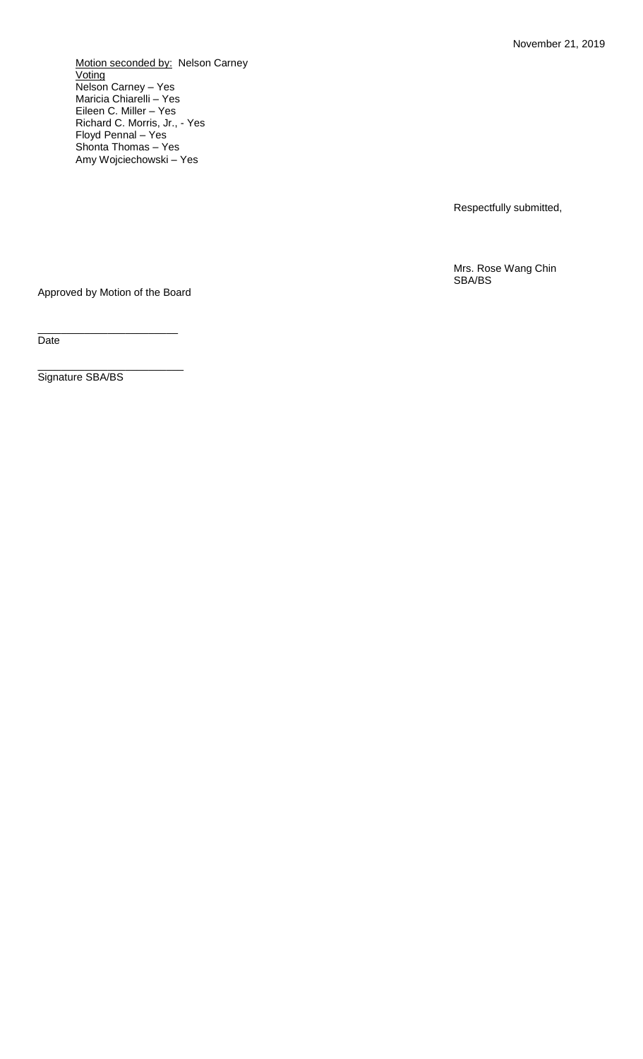November 21, 2019

Motion seconded by: Nelson Carney

Voting

Nelson Carney – Yes
Maricia Chiarelli – Yes
Eileen C. Miller – Yes
Richard C. Morris, Jr., - Yes
Floyd Pennal – Yes
Shonta Thomas – Yes
Amy Wojciechowski – Yes

Respectfully submitted,

Mrs. Rose Wang Chin
SBA/BS

Approved by Motion of the Board

\_\_\_\_\_\_\_\_\_\_\_\_\_\_\_\_\_\_\_\_\_\_\_\_
Date

\_\_\_\_\_\_\_\_\_\_\_\_\_\_\_\_\_\_\_\_\_\_\_\_
Signature SBA/BS